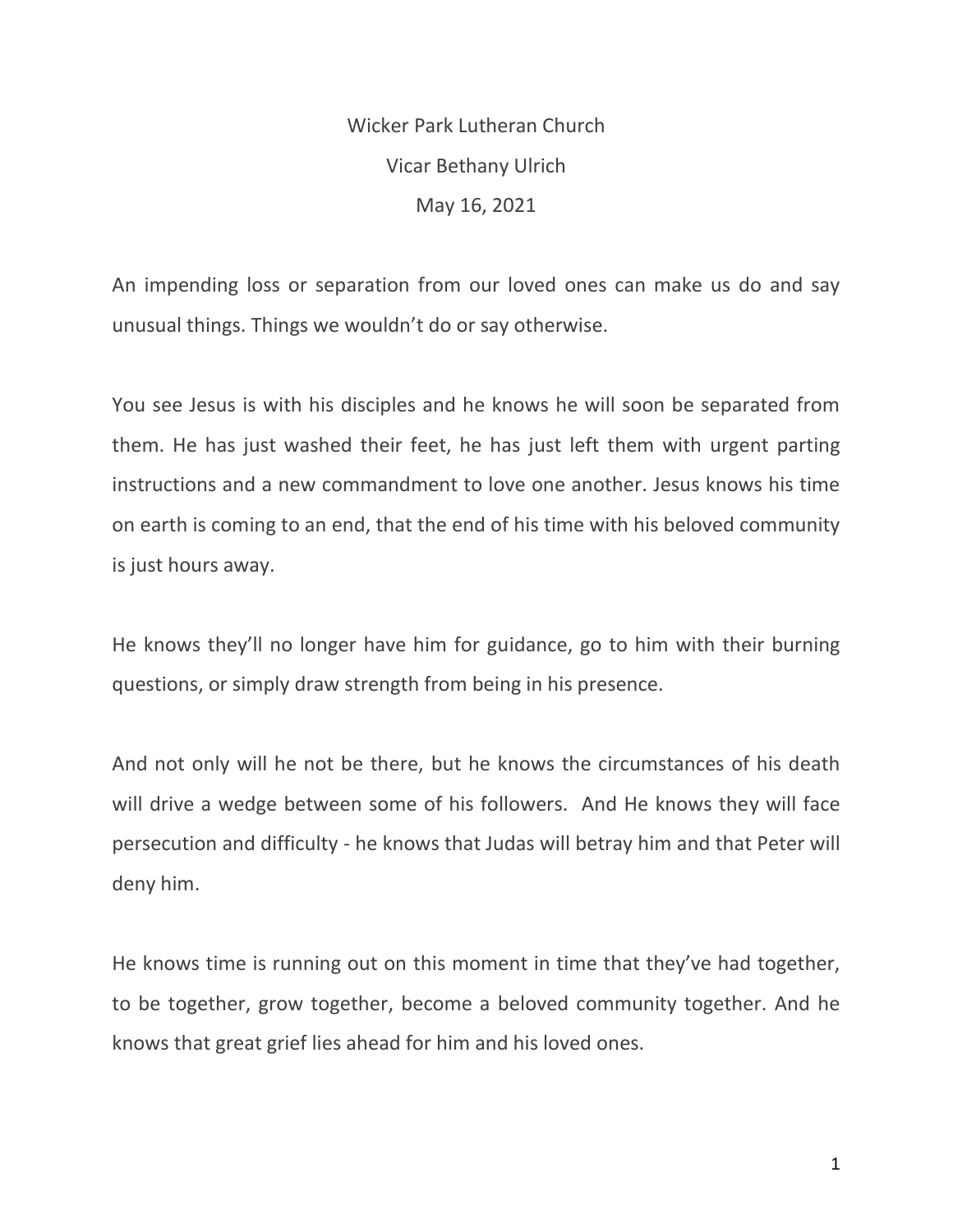Wicker Park Lutheran Church

Vicar Bethany Ulrich

May 16, 2021

An impending loss or separation from our loved ones can make us do and say unusual things. Things we wouldn't do or say otherwise.

You see Jesus is with his disciples and he knows he will soon be separated from them. He has just washed their feet, he has just left them with urgent parting instructions and a new commandment to love one another. Jesus knows his time on earth is coming to an end, that the end of his time with his beloved community is just hours away.

He knows they'll no longer have him for guidance, go to him with their burning questions, or simply draw strength from being in his presence.

And not only will he not be there, but he knows the circumstances of his death will drive a wedge between some of his followers. And He knows they will face persecution and difficulty - he knows that Judas will betray him and that Peter will deny him.

He knows time is running out on this moment in time that they've had together, to be together, grow together, become a beloved community together. And he knows that great grief lies ahead for him and his loved ones.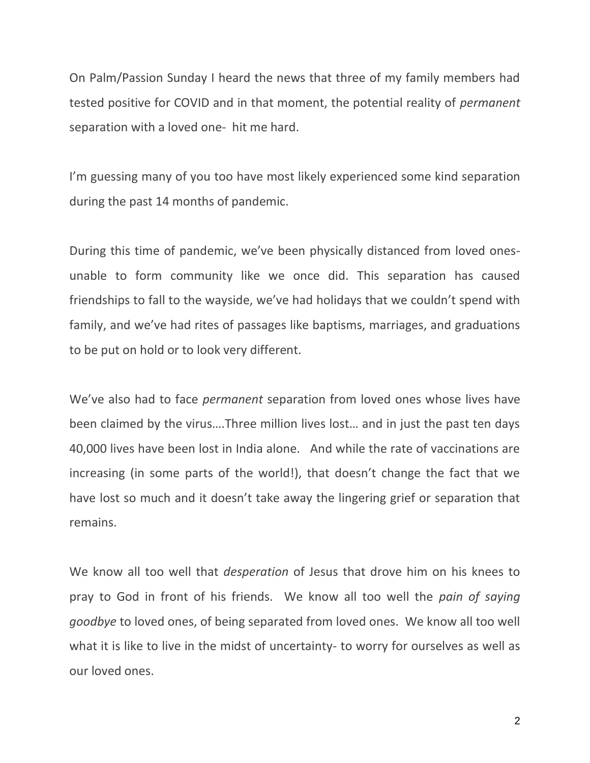On Palm/Passion Sunday I heard the news that three of my family members had tested positive for COVID and in that moment, the potential reality of *permanent* separation with a loved one- hit me hard.

I'm guessing many of you too have most likely experienced some kind separation during the past 14 months of pandemic.

During this time of pandemic, we've been physically distanced from loved ones- unable to form community like we once did. This separation has caused friendships to fall to the wayside, we've had holidays that we couldn't spend with family, and we've had rites of passages like baptisms, marriages, and graduations to be put on hold or to look very different.

We've also had to face *permanent* separation from loved ones whose lives have been claimed by the virus….Three million lives lost… and in just the past ten days 40,000 lives have been lost in India alone. And while the rate of vaccinations are increasing (in some parts of the world!), that doesn't change the fact that we have lost so much and it doesn't take away the lingering grief or separation that remains.

We know all too well that *desperation* of Jesus that drove him on his knees to pray to God in front of his friends. We know all too well the *pain of saying goodbye* to loved ones, of being separated from loved ones. We know all too well what it is like to live in the midst of uncertainty- to worry for ourselves as well as our loved ones.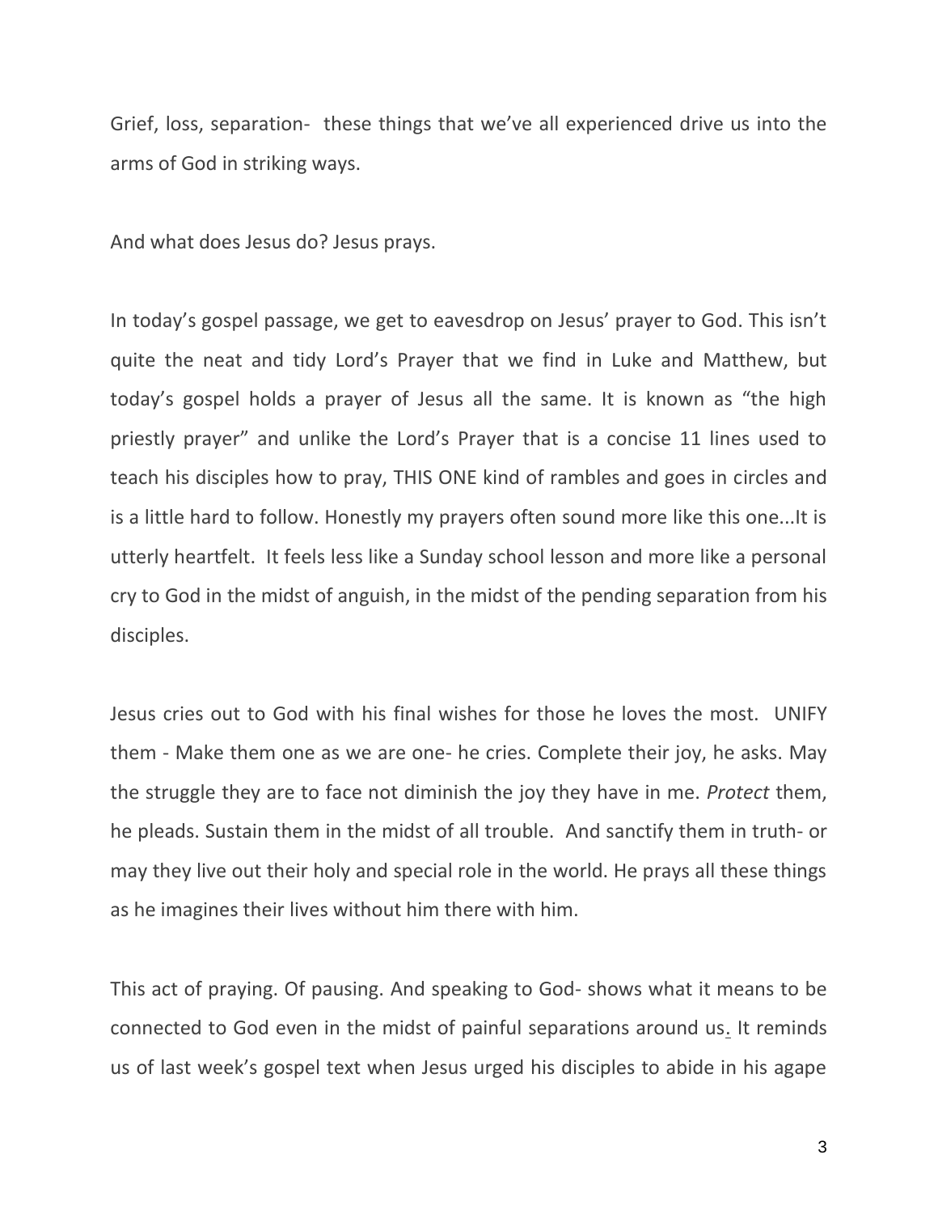Grief, loss, separation- these things that we've all experienced drive us into the arms of God in striking ways.

And what does Jesus do? Jesus prays.

In today's gospel passage, we get to eavesdrop on Jesus' prayer to God. This isn't quite the neat and tidy Lord's Prayer that we find in Luke and Matthew, but today's gospel holds a prayer of Jesus all the same. It is known as "the high priestly prayer" and unlike the Lord's Prayer that is a concise 11 lines used to teach his disciples how to pray, THIS ONE kind of rambles and goes in circles and is a little hard to follow. Honestly my prayers often sound more like this one...It is utterly heartfelt. It feels less like a Sunday school lesson and more like a personal cry to God in the midst of anguish, in the midst of the pending separation from his disciples.

Jesus cries out to God with his final wishes for those he loves the most. UNIFY them - Make them one as we are one- he cries. Complete their joy, he asks. May the struggle they are to face not diminish the joy they have in me. *Protect* them, he pleads. Sustain them in the midst of all trouble. And sanctify them in truth- or may they live out their holy and special role in the world. He prays all these things as he imagines their lives without him there with him.

This act of praying. Of pausing. And speaking to God- shows what it means to be connected to God even in the midst of painful separations around us. It reminds us of last week's gospel text when Jesus urged his disciples to abide in his agape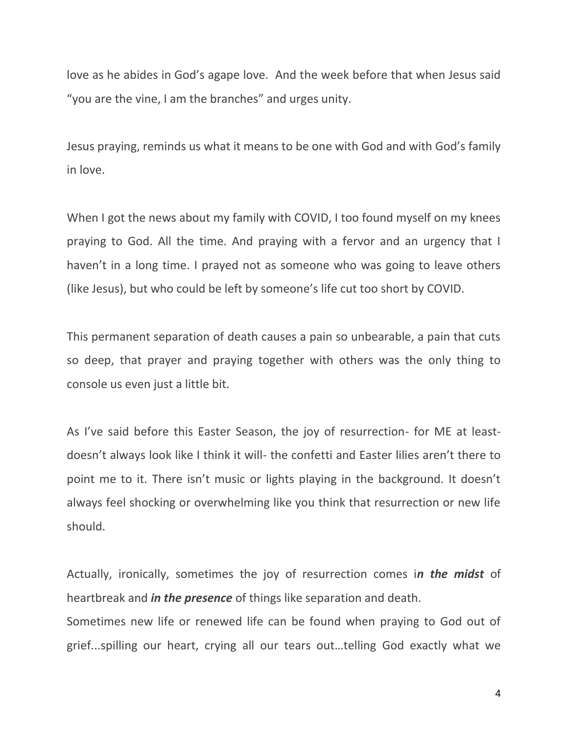love as he abides in God's agape love.  And the week before that when Jesus said "you are the vine, I am the branches" and urges unity.

Jesus praying, reminds us what it means to be one with God and with God's family in love.

When I got the news about my family with COVID, I too found myself on my knees praying to God. All the time. And praying with a fervor and an urgency that I haven't in a long time. I prayed not as someone who was going to leave others (like Jesus), but who could be left by someone's life cut too short by COVID.

This permanent separation of death causes a pain so unbearable, a pain that cuts so deep, that prayer and praying together with others was the only thing to console us even just a little bit.

As I've said before this Easter Season, the joy of resurrection- for ME at least- doesn't always look like I think it will- the confetti and Easter lilies aren't there to point me to it. There isn't music or lights playing in the background. It doesn't always feel shocking or overwhelming like you think that resurrection or new life should.

Actually, ironically, sometimes the joy of resurrection comes i***n the midst*** of heartbreak and ***in the presence*** of things like separation and death.
Sometimes new life or renewed life can be found when praying to God out of grief...spilling our heart, crying all our tears out…telling God exactly what we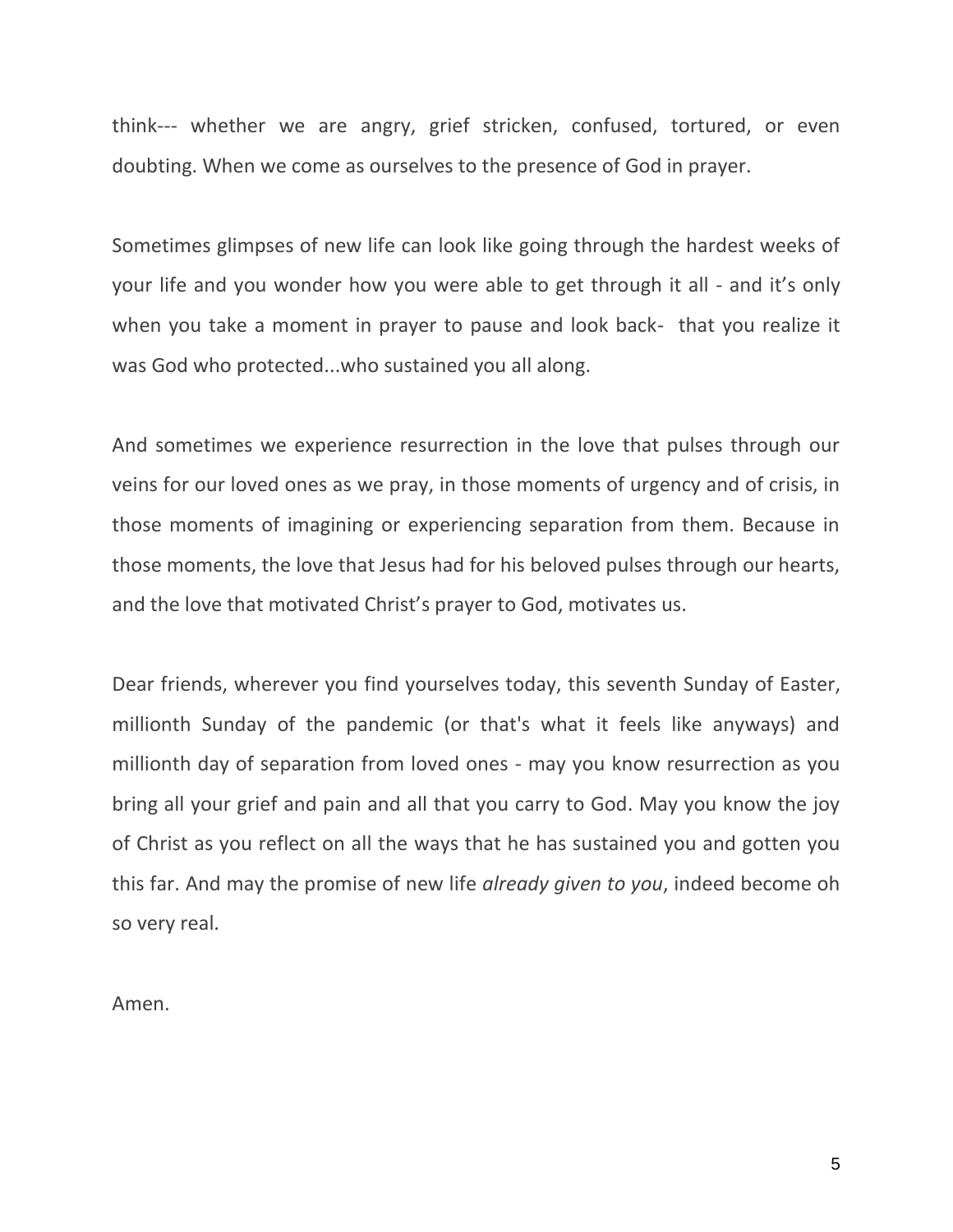think--- whether we are angry, grief stricken, confused, tortured, or even doubting. When we come as ourselves to the presence of God in prayer.

Sometimes glimpses of new life can look like going through the hardest weeks of your life and you wonder how you were able to get through it all - and it's only when you take a moment in prayer to pause and look back- that you realize it was God who protected...who sustained you all along.

And sometimes we experience resurrection in the love that pulses through our veins for our loved ones as we pray, in those moments of urgency and of crisis, in those moments of imagining or experiencing separation from them. Because in those moments, the love that Jesus had for his beloved pulses through our hearts, and the love that motivated Christ's prayer to God, motivates us.

Dear friends, wherever you find yourselves today, this seventh Sunday of Easter, millionth Sunday of the pandemic (or that's what it feels like anyways) and millionth day of separation from loved ones - may you know resurrection as you bring all your grief and pain and all that you carry to God. May you know the joy of Christ as you reflect on all the ways that he has sustained you and gotten you this far. And may the promise of new life *already given to you*, indeed become oh so very real.

Amen.